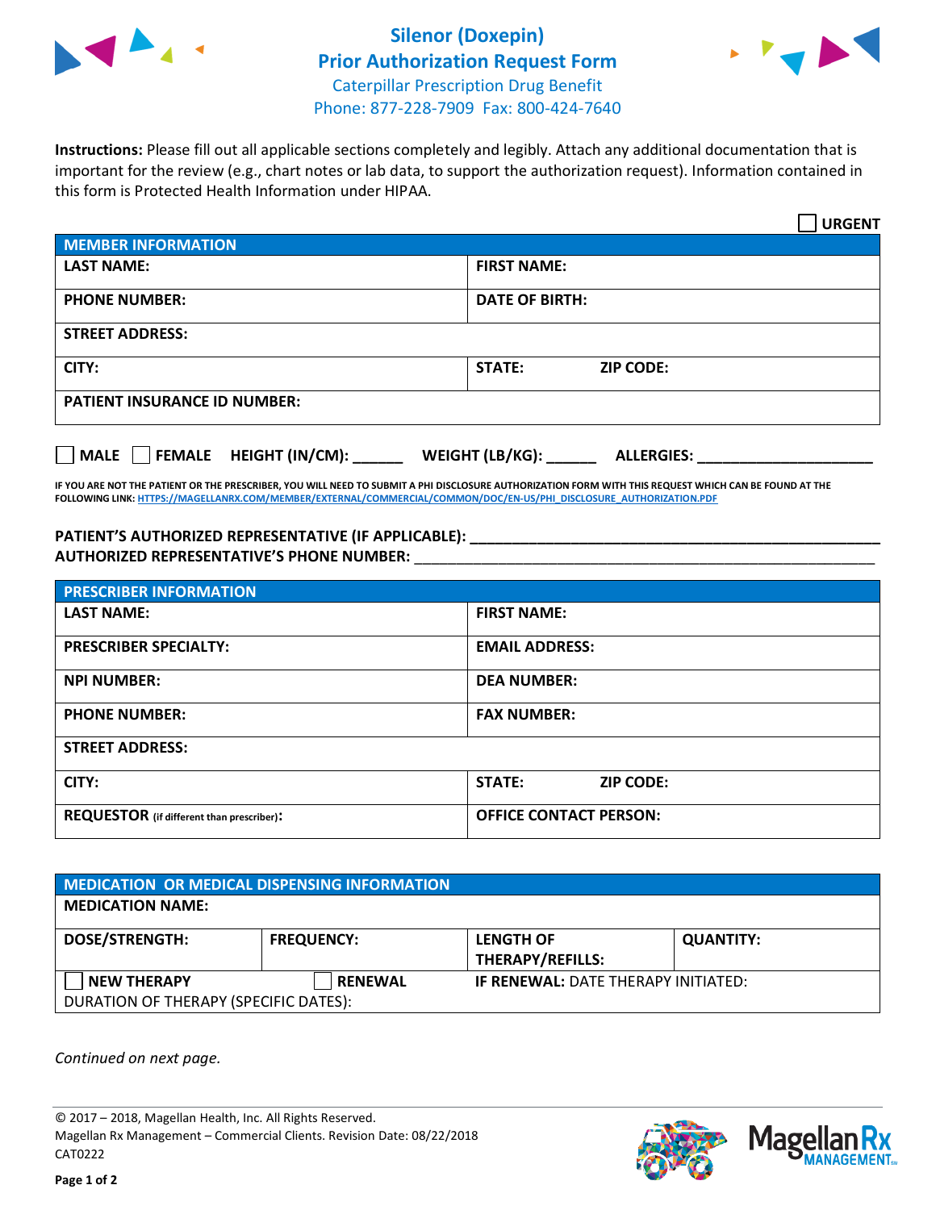# Silenor (Doxepin) Prior Authorization Request Form

Caterpillar Prescription Drug Benefit
Phone: 877-228-7909 Fax: 800-424-7640

**Instructions:** Please fill out all applicable sections completely and legibly. Attach any additional documentation that is important for the review (e.g., chart notes or lab data, to support the authorization request). Information contained in this form is Protected Health Information under HIPAA.

☐ **URGENT**

| MEMBER INFORMATION | |
|---|---|
| **LAST NAME:** | **FIRST NAME:** |
| **PHONE NUMBER:** | **DATE OF BIRTH:** |
| **STREET ADDRESS:** | |
| **CITY:** | **STATE:** **ZIP CODE:** |
| **PATIENT INSURANCE ID NUMBER:** | |

☐ **MALE** ☐ **FEMALE** **HEIGHT (IN/CM):** ______ **WEIGHT (LB/KG):** ______ **ALLERGIES:** ____________________

**IF YOU ARE NOT THE PATIENT OR THE PRESCRIBER, YOU WILL NEED TO SUBMIT A PHI DISCLOSURE AUTHORIZATION FORM WITH THIS REQUEST WHICH CAN BE FOUND AT THE FOLLOWING LINK: HTTPS://MAGELLANRX.COM/MEMBER/EXTERNAL/COMMERCIAL/COMMON/DOC/EN-US/PHI_DISCLOSURE_AUTHORIZATION.PDF**

**PATIENT'S AUTHORIZED REPRESENTATIVE (IF APPLICABLE):** ____________________________________________
**AUTHORIZED REPRESENTATIVE'S PHONE NUMBER:** ____________________________________________

| PRESCRIBER INFORMATION | |
|---|---|
| **LAST NAME:** | **FIRST NAME:** |
| **PRESCRIBER SPECIALTY:** | **EMAIL ADDRESS:** |
| **NPI NUMBER:** | **DEA NUMBER:** |
| **PHONE NUMBER:** | **FAX NUMBER:** |
| **STREET ADDRESS:** | |
| **CITY:** | **STATE:** **ZIP CODE:** |
| **REQUESTOR** (if different than prescriber)**:** | **OFFICE CONTACT PERSON:** |

| MEDICATION OR MEDICAL DISPENSING INFORMATION | | | |
|---|---|---|---|
| **MEDICATION NAME:** | | | |
| **DOSE/STRENGTH:** | **FREQUENCY:** | **LENGTH OF THERAPY/REFILLS:** | **QUANTITY:** |
| ☐ **NEW THERAPY** | ☐ **RENEWAL** | **IF RENEWAL:** DATE THERAPY INITIATED: | |
| DURATION OF THERAPY (SPECIFIC DATES): | | | |

*Continued on next page.*

© 2017 – 2018, Magellan Health, Inc. All Rights Reserved.
Magellan Rx Management – Commercial Clients. Revision Date: 08/22/2018
CAT0222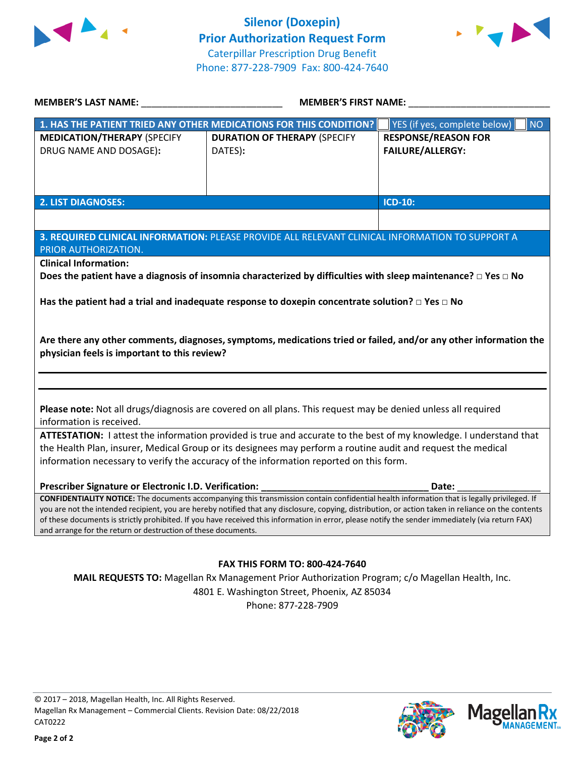# Silenor (Doxepin) Prior Authorization Request Form

Caterpillar Prescription Drug Benefit
Phone: 877-228-7909 Fax: 800-424-7640

**MEMBER'S LAST NAME:** ___________________________ **MEMBER'S FIRST NAME:** ___________________________

| **1. HAS THE PATIENT TRIED ANY OTHER MEDICATIONS FOR THIS CONDITION?** | | ☐ YES (if yes, complete below) ☐ NO |
|---|---|---|
| **MEDICATION/THERAPY** (SPECIFY DRUG NAME AND DOSAGE): | **DURATION OF THERAPY** (SPECIFY DATES): | **RESPONSE/REASON FOR FAILURE/ALLERGY:** |
| | | |

| **2. LIST DIAGNOSES:** | **ICD-10:** |
|---|---|
| | |

**3. REQUIRED CLINICAL INFORMATION:** PLEASE PROVIDE ALL RELEVANT CLINICAL INFORMATION TO SUPPORT A PRIOR AUTHORIZATION.

**Clinical Information:**

**Does the patient have a diagnosis of insomnia characterized by difficulties with sleep maintenance? □ Yes □ No**

**Has the patient had a trial and inadequate response to doxepin concentrate solution? □ Yes □ No**

**Are there any other comments, diagnoses, symptoms, medications tried or failed, and/or any other information the physician feels is important to this review?**

___________________________________________________________________________

___________________________________________________________________________

**Please note:** Not all drugs/diagnosis are covered on all plans. This request may be denied unless all required information is received.

**ATTESTATION:** I attest the information provided is true and accurate to the best of my knowledge. I understand that the Health Plan, insurer, Medical Group or its designees may perform a routine audit and request the medical information necessary to verify the accuracy of the information reported on this form.

**Prescriber Signature or Electronic I.D. Verification:** _______________________________ **Date:** ________________

**CONFIDENTIALITY NOTICE:** The documents accompanying this transmission contain confidential health information that is legally privileged. If you are not the intended recipient, you are hereby notified that any disclosure, copying, distribution, or action taken in reliance on the contents of these documents is strictly prohibited. If you have received this information in error, please notify the sender immediately (via return FAX) and arrange for the return or destruction of these documents.

**FAX THIS FORM TO: 800-424-7640**

**MAIL REQUESTS TO:** Magellan Rx Management Prior Authorization Program; c/o Magellan Health, Inc.
4801 E. Washington Street, Phoenix, AZ 85034
Phone: 877-228-7909

© 2017 – 2018, Magellan Health, Inc. All Rights Reserved.
Magellan Rx Management – Commercial Clients. Revision Date: 08/22/2018
CAT0222